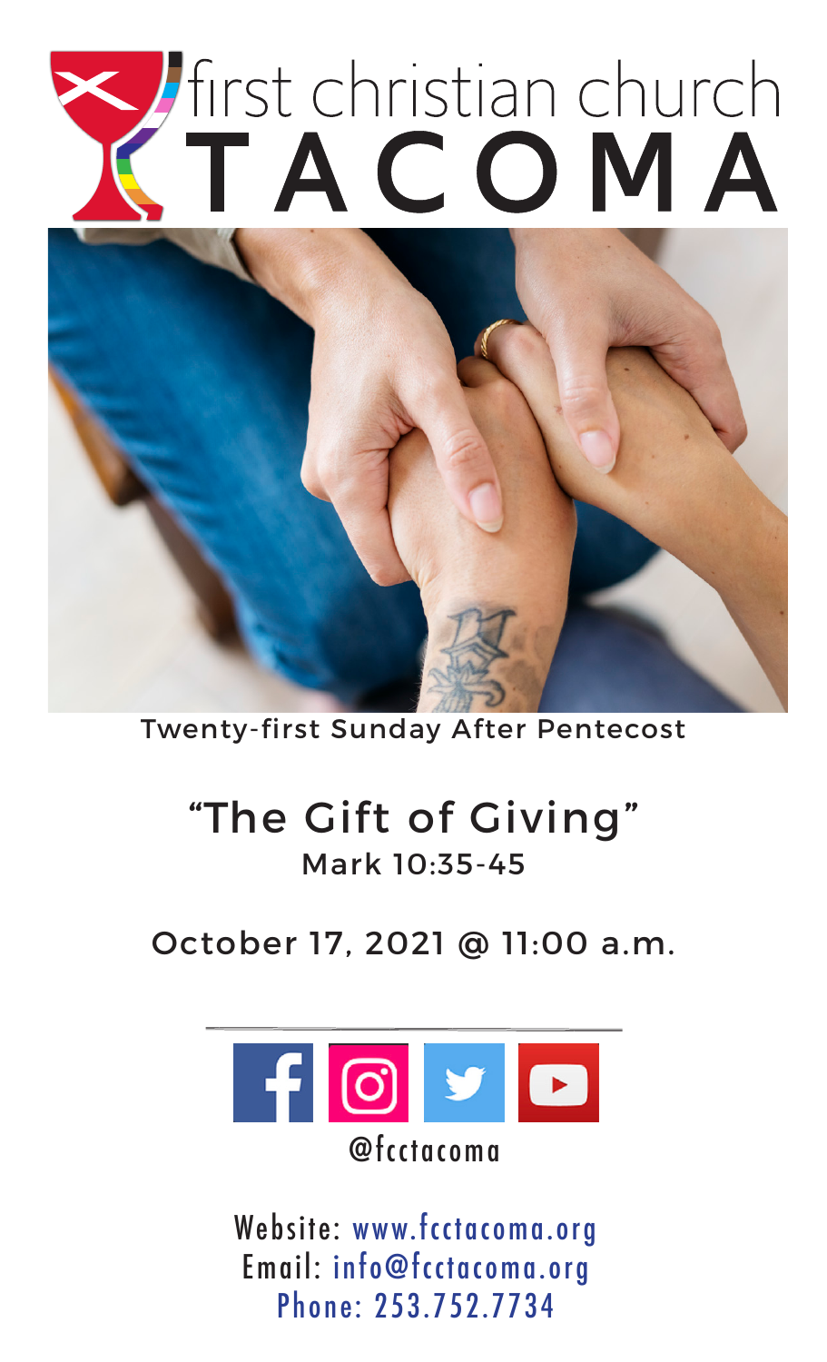# first christian church TACOMA

Twenty-first Sunday After Pentecost

## "The Gift of Giving"

Mark 10:35-45

October 17, 2021 @ 11:00 a.m.

@fcctacoma

Website: www.fcctacoma.org
Email: info@fcctacoma.org
Phone: 253.752.7734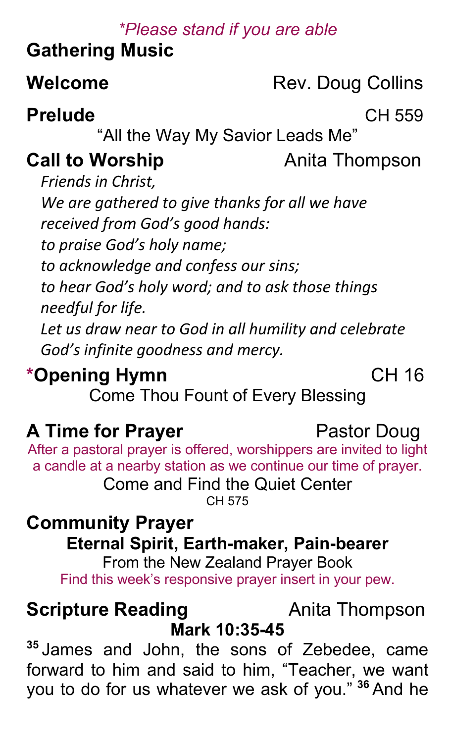*\*Please stand if you are able*

**Gathering Music**

**Welcome** Rev. Doug Collins

**Prelude** CH 559

"All the Way My Savior Leads Me"

**Call to Worship** Anita Thompson

*Friends in Christ,*
*We are gathered to give thanks for all we have received from God's good hands:*
*to praise God's holy name;*
*to acknowledge and confess our sins;*
*to hear God's holy word; and to ask those things needful for life.*
*Let us draw near to God in all humility and celebrate God's infinite goodness and mercy.*

**\*Opening Hymn** CH 16

Come Thou Fount of Every Blessing

**A Time for Prayer** Pastor Doug

After a pastoral prayer is offered, worshippers are invited to light a candle at a nearby station as we continue our time of prayer.

Come and Find the Quiet Center
CH 575

**Community Prayer**

**Eternal Spirit, Earth-maker, Pain-bearer**

From the New Zealand Prayer Book

Find this week's responsive prayer insert in your pew.

**Scripture Reading** Anita Thompson

**Mark 10:35-45**

[35] James and John, the sons of Zebedee, came forward to him and said to him, "Teacher, we want you to do for us whatever we ask of you." [36] And he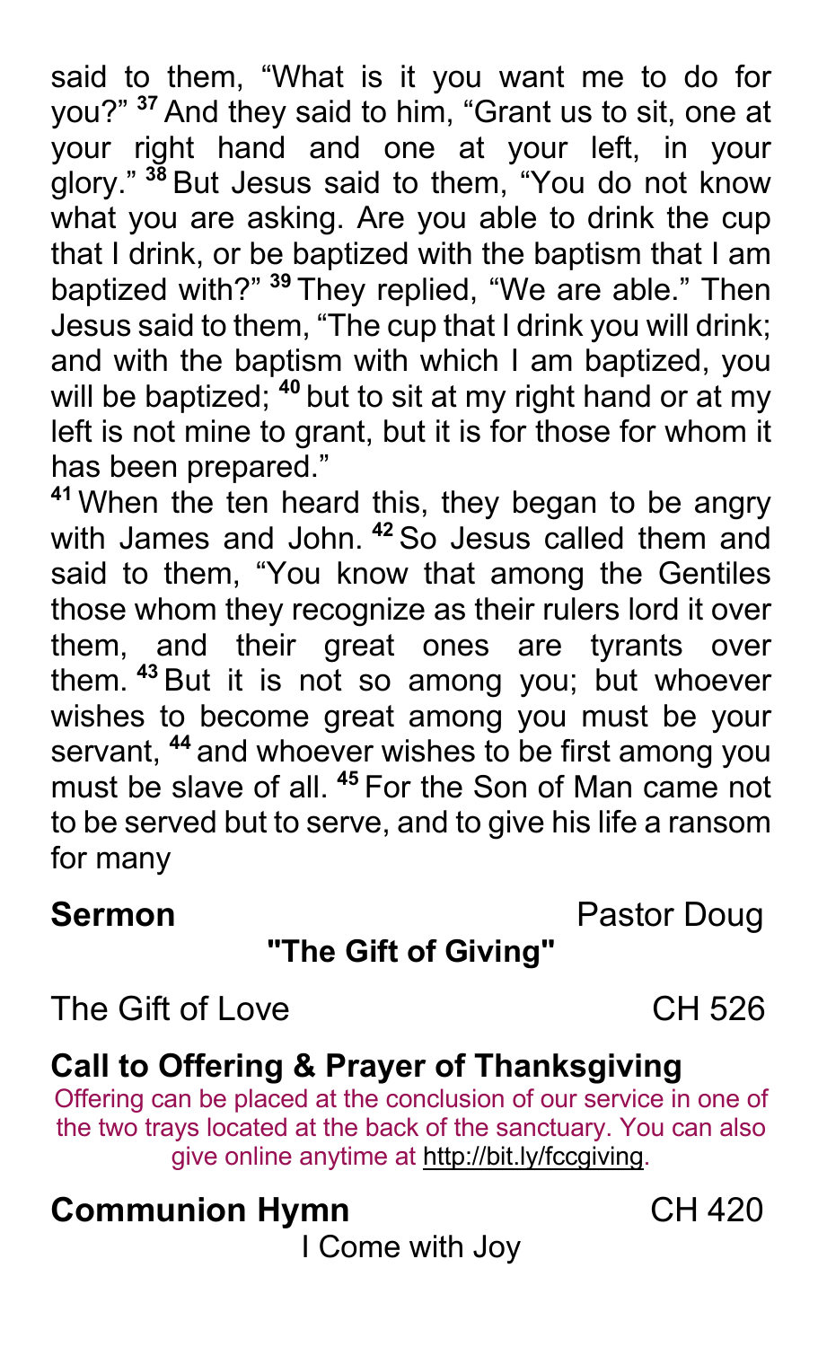said to them, “What is it you want me to do for you?” [37] And they said to him, “Grant us to sit, one at your right hand and one at your left, in your glory.” [38] But Jesus said to them, “You do not know what you are asking. Are you able to drink the cup that I drink, or be baptized with the baptism that I am baptized with?” [39] They replied, “We are able.” Then Jesus said to them, “The cup that I drink you will drink; and with the baptism with which I am baptized, you will be baptized; [40] but to sit at my right hand or at my left is not mine to grant, but it is for those for whom it has been prepared.”

[41] When the ten heard this, they began to be angry with James and John. [42] So Jesus called them and said to them, “You know that among the Gentiles those whom they recognize as their rulers lord it over them, and their great ones are tyrants over them. [43] But it is not so among you; but whoever wishes to become great among you must be your servant, [44] and whoever wishes to be first among you must be slave of all. [45] For the Son of Man came not to be served but to serve, and to give his life a ransom for many

**Sermon** Pastor Doug

**"The Gift of Giving"**

The Gift of Love CH 526

**Call to Offering & Prayer of Thanksgiving**

Offering can be placed at the conclusion of our service in one of the two trays located at the back of the sanctuary. You can also give online anytime at http://bit.ly/fccgiving.

**Communion Hymn** CH 420

I Come with Joy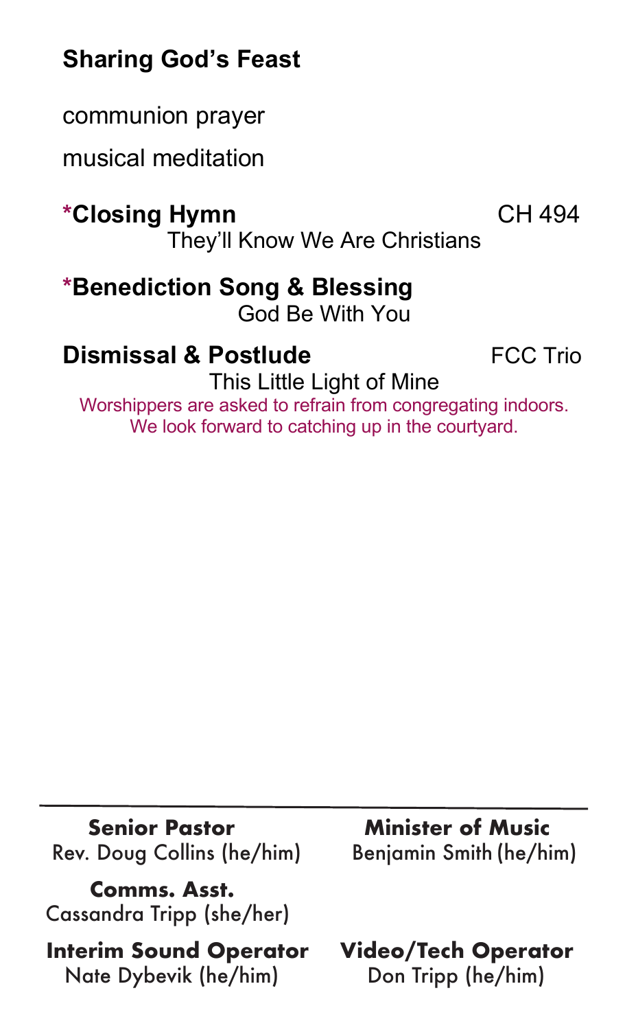## Sharing God's Feast

communion prayer

musical meditation

**\*Closing Hymn** CH 494

They'll Know We Are Christians

**\*Benediction Song & Blessing**

God Be With You

**Dismissal & Postlude** FCC Trio

This Little Light of Mine

Worshippers are asked to refrain from congregating indoors. We look forward to catching up in the courtyard.

---

**Senior Pastor**
Rev. Doug Collins (he/him)

**Minister of Music**
Benjamin Smith (he/him)

**Comms. Asst.**
Cassandra Tripp (she/her)

**Interim Sound Operator**
Nate Dybevik (he/him)

**Video/Tech Operator**
Don Tripp (he/him)